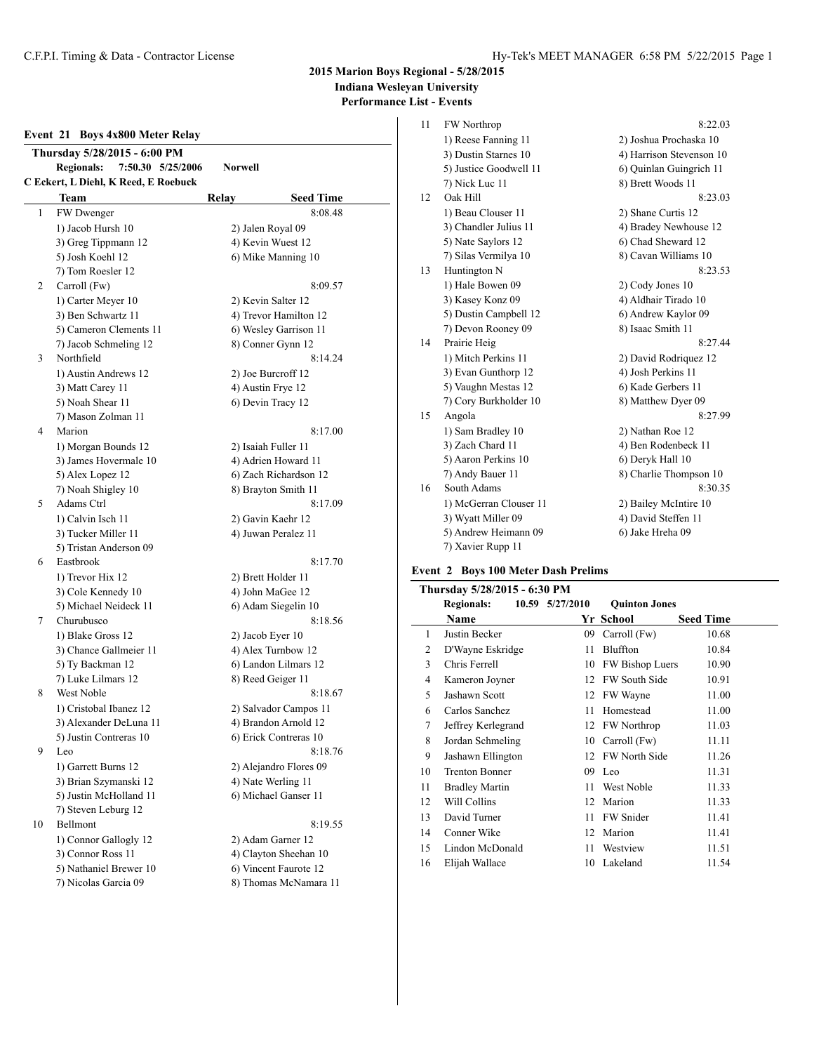# 2015 Marion Boys Regional - 5/28/2015

**Indiana Wesleyan University**

**Performance List - Events**

## Event 21 Boys 4x800 Meter Relay

**Thursday 5/28/2015 - 6:00 PM**

**Regionals:** 7:50.30 5/25/2006 Norwell

**C Eckert, L Diehl, K Reed, E Roebuck**

| | Team | Relay | Seed Time |
|---|---|---|---|
| 1 | FW Dwenger | | 8:08.48 |
| | 1) Jacob Hursh 10 | 2) Jalen Royal 09 | |
| | 3) Greg Tippmann 12 | 4) Kevin Wuest 12 | |
| | 5) Josh Koehl 12 | 6) Mike Manning 10 | |
| | 7) Tom Roesler 12 | | |
| 2 | Carroll (Fw) | | 8:09.57 |
| | 1) Carter Meyer 10 | 2) Kevin Salter 12 | |
| | 3) Ben Schwartz 11 | 4) Trevor Hamilton 12 | |
| | 5) Cameron Clements 11 | 6) Wesley Garrison 11 | |
| | 7) Jacob Schmeling 12 | 8) Conner Gynn 12 | |
| 3 | Northfield | | 8:14.24 |
| | 1) Austin Andrews 12 | 2) Joe Burcroff 12 | |
| | 3) Matt Carey 11 | 4) Austin Frye 12 | |
| | 5) Noah Shear 11 | 6) Devin Tracy 12 | |
| | 7) Mason Zolman 11 | | |
| 4 | Marion | | 8:17.00 |
| | 1) Morgan Bounds 12 | 2) Isaiah Fuller 11 | |
| | 3) James Hovermale 10 | 4) Adrien Howard 11 | |
| | 5) Alex Lopez 12 | 6) Zach Richardson 12 | |
| | 7) Noah Shigley 10 | 8) Brayton Smith 11 | |
| 5 | Adams Ctrl | | 8:17.09 |
| | 1) Calvin Isch 11 | 2) Gavin Kaehr 12 | |
| | 3) Tucker Miller 11 | 4) Juwan Peralez 11 | |
| | 5) Tristan Anderson 09 | | |
| 6 | Eastbrook | | 8:17.70 |
| | 1) Trevor Hix 12 | 2) Brett Holder 11 | |
| | 3) Cole Kennedy 10 | 4) John MaGee 12 | |
| | 5) Michael Neideck 11 | 6) Adam Siegelin 10 | |
| 7 | Churubusco | | 8:18.56 |
| | 1) Blake Gross 12 | 2) Jacob Eyer 10 | |
| | 3) Chance Gallmeier 11 | 4) Alex Turnbow 12 | |
| | 5) Ty Backman 12 | 6) Landon Lilmars 12 | |
| | 7) Luke Lilmars 12 | 8) Reed Geiger 11 | |
| 8 | West Noble | | 8:18.67 |
| | 1) Cristobal Ibanez 12 | 2) Salvador Campos 11 | |
| | 3) Alexander DeLuna 11 | 4) Brandon Arnold 12 | |
| | 5) Justin Contreras 10 | 6) Erick Contreras 10 | |
| 9 | Leo | | 8:18.76 |
| | 1) Garrett Burns 12 | 2) Alejandro Flores 09 | |
| | 3) Brian Szymanski 12 | 4) Nate Werling 11 | |
| | 5) Justin McHolland 11 | 6) Michael Ganser 11 | |
| | 7) Steven Leburg 12 | | |
| 10 | Bellmont | | 8:19.55 |
| | 1) Connor Gallogly 12 | 2) Adam Garner 12 | |
| | 3) Connor Ross 11 | 4) Clayton Sheehan 10 | |
| | 5) Nathaniel Brewer 10 | 6) Vincent Faurote 12 | |
| | 7) Nicolas Garcia 09 | 8) Thomas McNamara 11 | |
| 11 | FW Northrop | | 8:22.03 |
| | 1) Reese Fanning 11 | 2) Joshua Prochaska 10 | |
| | 3) Dustin Starnes 10 | 4) Harrison Stevenson 10 | |
| | 5) Justice Goodwell 11 | 6) Quinlan Guingrich 11 | |
| | 7) Nick Luc 11 | 8) Brett Woods 11 | |
| 12 | Oak Hill | | 8:23.03 |
| | 1) Beau Clouser 11 | 2) Shane Curtis 12 | |
| | 3) Chandler Julius 11 | 4) Bradey Newhouse 12 | |
| | 5) Nate Saylors 12 | 6) Chad Sheward 12 | |
| | 7) Silas Vermilya 10 | 8) Cavan Williams 10 | |
| 13 | Huntington N | | 8:23.53 |
| | 1) Hale Bowen 09 | 2) Cody Jones 10 | |
| | 3) Kasey Konz 09 | 4) Aldhair Tirado 10 | |
| | 5) Dustin Campbell 12 | 6) Andrew Kaylor 09 | |
| | 7) Devon Rooney 09 | 8) Isaac Smith 11 | |
| 14 | Prairie Heig | | 8:27.44 |
| | 1) Mitch Perkins 11 | 2) David Rodriquez 12 | |
| | 3) Evan Gunthorp 12 | 4) Josh Perkins 11 | |
| | 5) Vaughn Mestas 12 | 6) Kade Gerbers 11 | |
| | 7) Cory Burkholder 10 | 8) Matthew Dyer 09 | |
| 15 | Angola | | 8:27.99 |
| | 1) Sam Bradley 10 | 2) Nathan Roe 12 | |
| | 3) Zach Chard 11 | 4) Ben Rodenbeck 11 | |
| | 5) Aaron Perkins 10 | 6) Deryk Hall 10 | |
| | 7) Andy Bauer 11 | 8) Charlie Thompson 10 | |
| 16 | South Adams | | 8:30.35 |
| | 1) McGerran Clouser 11 | 2) Bailey McIntire 10 | |
| | 3) Wyatt Miller 09 | 4) David Steffen 11 | |
| | 5) Andrew Heimann 09 | 6) Jake Hreha 09 | |
| | 7) Xavier Rupp 11 | | |

## Event 2 Boys 100 Meter Dash Prelims

**Thursday 5/28/2015 - 6:30 PM**

**Regionals:** 10.59 5/27/2010 Quinton Jones

| | Name | Yr | School | Seed Time |
|---|---|---|---|---|
| 1 | Justin Becker | 09 | Carroll (Fw) | 10.68 |
| 2 | D'Wayne Eskridge | 11 | Bluffton | 10.84 |
| 3 | Chris Ferrell | 10 | FW Bishop Luers | 10.90 |
| 4 | Kameron Joyner | 12 | FW South Side | 10.91 |
| 5 | Jashawn Scott | 12 | FW Wayne | 11.00 |
| 6 | Carlos Sanchez | 11 | Homestead | 11.00 |
| 7 | Jeffrey Kerlegrand | 12 | FW Northrop | 11.03 |
| 8 | Jordan Schmeling | 10 | Carroll (Fw) | 11.11 |
| 9 | Jashawn Ellington | 12 | FW North Side | 11.26 |
| 10 | Trenton Bonner | 09 | Leo | 11.31 |
| 11 | Bradley Martin | 11 | West Noble | 11.33 |
| 12 | Will Collins | 12 | Marion | 11.33 |
| 13 | David Turner | 11 | FW Snider | 11.41 |
| 14 | Conner Wike | 12 | Marion | 11.41 |
| 15 | Lindon McDonald | 11 | Westview | 11.51 |
| 16 | Elijah Wallace | 10 | Lakeland | 11.54 |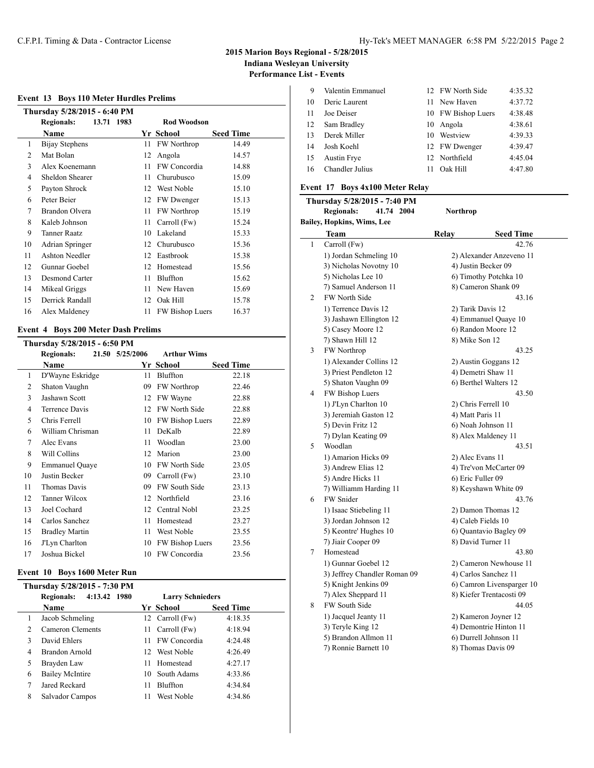# 2015 Marion Boys Regional - 5/28/2015
## Indiana Wesleyan University
## Performance List - Events

### Event 13 Boys 110 Meter Hurdles Prelims

**Thursday 5/28/2015 - 6:40 PM**

**Regionals: 13.71 1983 Rod Woodson**

| | Name | Yr | School | Seed Time |
|---|---|---|---|---|
| 1 | Bijay Stephens | 11 | FW Northrop | 14.49 |
| 2 | Mat Bolan | 12 | Angola | 14.57 |
| 3 | Alex Koenemann | 11 | FW Concordia | 14.88 |
| 4 | Sheldon Shearer | 11 | Churubusco | 15.09 |
| 5 | Payton Shrock | 12 | West Noble | 15.10 |
| 6 | Peter Beier | 12 | FW Dwenger | 15.13 |
| 7 | Brandon Olvera | 11 | FW Northrop | 15.19 |
| 8 | Kaleb Johnson | 11 | Carroll (Fw) | 15.24 |
| 9 | Tanner Raatz | 10 | Lakeland | 15.33 |
| 10 | Adrian Springer | 12 | Churubusco | 15.36 |
| 11 | Ashton Needler | 12 | Eastbrook | 15.38 |
| 12 | Gunnar Goebel | 12 | Homestead | 15.56 |
| 13 | Desmond Carter | 11 | Bluffton | 15.62 |
| 14 | Mikeal Griggs | 11 | New Haven | 15.69 |
| 15 | Derrick Randall | 12 | Oak Hill | 15.78 |
| 16 | Alex Maldeney | 11 | FW Bishop Luers | 16.37 |

### Event 4 Boys 200 Meter Dash Prelims

**Thursday 5/28/2015 - 6:50 PM**

**Regionals: 21.50 5/25/2006 Arthur Wims**

| | Name | Yr | School | Seed Time |
|---|---|---|---|---|
| 1 | D'Wayne Eskridge | 11 | Bluffton | 22.18 |
| 2 | Shaton Vaughn | 09 | FW Northrop | 22.46 |
| 3 | Jashawn Scott | 12 | FW Wayne | 22.88 |
| 4 | Terrence Davis | 12 | FW North Side | 22.88 |
| 5 | Chris Ferrell | 10 | FW Bishop Luers | 22.89 |
| 6 | William Chrisman | 11 | DeKalb | 22.89 |
| 7 | Alec Evans | 11 | Woodlan | 23.00 |
| 8 | Will Collins | 12 | Marion | 23.00 |
| 9 | Emmanuel Quaye | 10 | FW North Side | 23.05 |
| 10 | Justin Becker | 09 | Carroll (Fw) | 23.10 |
| 11 | Thomas Davis | 09 | FW South Side | 23.13 |
| 12 | Tanner Wilcox | 12 | Northfield | 23.16 |
| 13 | Joel Cochard | 12 | Central Nobl | 23.25 |
| 14 | Carlos Sanchez | 11 | Homestead | 23.27 |
| 15 | Bradley Martin | 11 | West Noble | 23.55 |
| 16 | J'Lyn Charlton | 10 | FW Bishop Luers | 23.56 |
| 17 | Joshua Bickel | 10 | FW Concordia | 23.56 |

### Event 10 Boys 1600 Meter Run

**Thursday 5/28/2015 - 7:30 PM**

**Regionals: 4:13.42 1980 Larry Schnieders**

| | Name | Yr | School | Seed Time |
|---|---|---|---|---|
| 1 | Jacob Schmeling | 12 | Carroll (Fw) | 4:18.35 |
| 2 | Cameron Clements | 11 | Carroll (Fw) | 4:18.94 |
| 3 | David Ehlers | 11 | FW Concordia | 4:24.48 |
| 4 | Brandon Arnold | 12 | West Noble | 4:26.49 |
| 5 | Brayden Law | 11 | Homestead | 4:27.17 |
| 6 | Bailey McIntire | 10 | South Adams | 4:33.86 |
| 7 | Jared Reckard | 11 | Bluffton | 4:34.84 |
| 8 | Salvador Campos | 11 | West Noble | 4:34.86 |
| 9 | Valentin Emmanuel | 12 | FW North Side | 4:35.32 |
| 10 | Deric Laurent | 11 | New Haven | 4:37.72 |
| 11 | Joe Deiser | 10 | FW Bishop Luers | 4:38.48 |
| 12 | Sam Bradley | 10 | Angola | 4:38.61 |
| 13 | Derek Miller | 10 | Westview | 4:39.33 |
| 14 | Josh Koehl | 12 | FW Dwenger | 4:39.47 |
| 15 | Austin Frye | 12 | Northfield | 4:45.04 |
| 16 | Chandler Julius | 11 | Oak Hill | 4:47.80 |

### Event 17 Boys 4x100 Meter Relay

**Thursday 5/28/2015 - 7:40 PM**

**Regionals: 41.74 2004 Northrop**

**Bailey, Hopkins, Wims, Lee**

| | Team | Relay | Seed Time |
|---|---|---|---|
| 1 | Carroll (Fw) | | 42.76 |
| | 1) Jordan Schmeling 10 | 2) Alexander Anzeveno 11 | |
| | 3) Nicholas Novotny 10 | 4) Justin Becker 09 | |
| | 5) Nicholas Lee 10 | 6) Timothy Potchka 10 | |
| | 7) Samuel Anderson 11 | 8) Cameron Shank 09 | |
| 2 | FW North Side | | 43.16 |
| | 1) Terrence Davis 12 | 2) Tarik Davis 12 | |
| | 3) Jashawn Ellington 12 | 4) Emmanuel Quaye 10 | |
| | 5) Casey Moore 12 | 6) Randon Moore 12 | |
| | 7) Shawn Hill 12 | 8) Mike Son 12 | |
| 3 | FW Northrop | | 43.25 |
| | 1) Alexander Collins 12 | 2) Austin Goggans 12 | |
| | 3) Priest Pendleton 12 | 4) Demetri Shaw 11 | |
| | 5) Shaton Vaughn 09 | 6) Berthel Walters 12 | |
| 4 | FW Bishop Luers | | 43.50 |
| | 1) J'Lyn Charlton 10 | 2) Chris Ferrell 10 | |
| | 3) Jeremiah Gaston 12 | 4) Matt Paris 11 | |
| | 5) Devin Fritz 12 | 6) Noah Johnson 11 | |
| | 7) Dylan Keating 09 | 8) Alex Maldeney 11 | |
| 5 | Woodlan | | 43.51 |
| | 1) Amarion Hicks 09 | 2) Alec Evans 11 | |
| | 3) Andrew Elias 12 | 4) Tre'von McCarter 09 | |
| | 5) Andre Hicks 11 | 6) Eric Fuller 09 | |
| | 7) Williamm Harding 11 | 8) Keyshawn White 09 | |
| 6 | FW Snider | | 43.76 |
| | 1) Isaac Stiebeling 11 | 2) Damon Thomas 12 | |
| | 3) Jordan Johnson 12 | 4) Caleb Fields 10 | |
| | 5) Keontre' Hughes 10 | 6) Quantavio Bagley 09 | |
| | 7) Jiair Cooper 09 | 8) David Turner 11 | |
| 7 | Homestead | | 43.80 |
| | 1) Gunnar Goebel 12 | 2) Cameron Newhouse 11 | |
| | 3) Jeffrey Chandler Roman 09 | 4) Carlos Sanchez 11 | |
| | 5) Knight Jenkins 09 | 6) Camron Livensparger 10 | |
| | 7) Alex Sheppard 11 | 8) Kiefer Trentacosti 09 | |
| 8 | FW South Side | | 44.05 |
| | 1) Jacquel Jeanty 11 | 2) Kameron Joyner 12 | |
| | 3) Teryle King 12 | 4) Demontrie Hinton 11 | |
| | 5) Brandon Allmon 11 | 6) Durrell Johnson 11 | |
| | 7) Ronnie Barnett 10 | 8) Thomas Davis 09 | |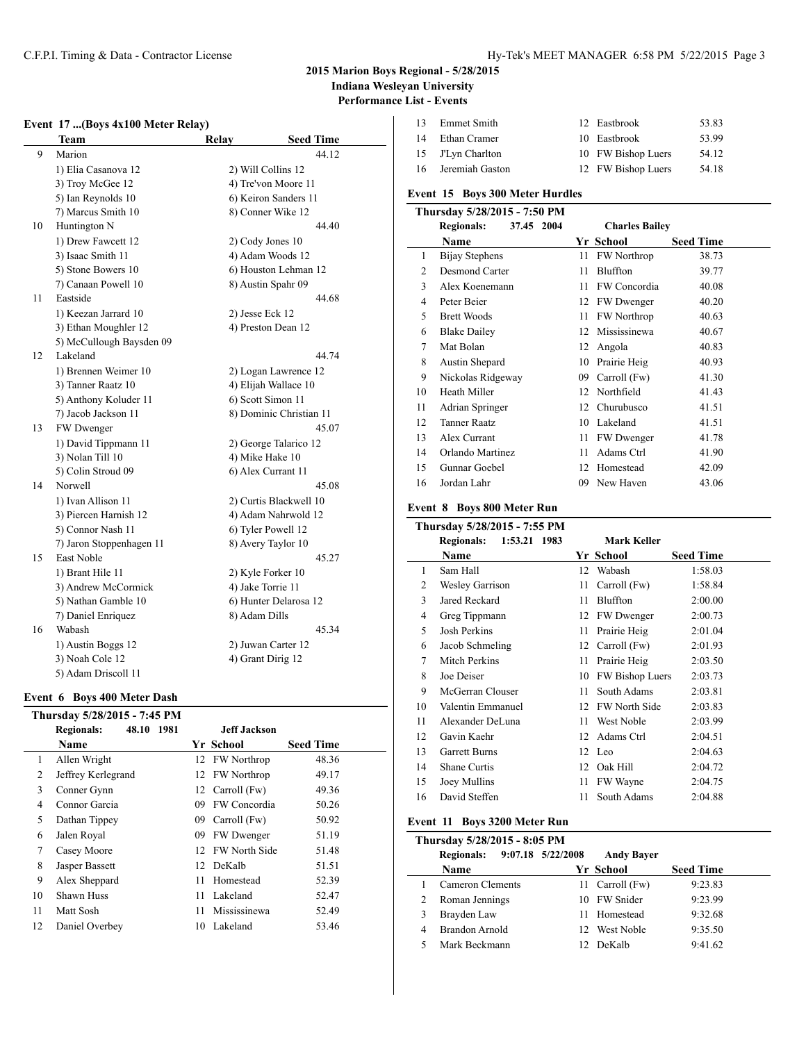## 2015 Marion Boys Regional - 5/28/2015
### Indiana Wesleyan University
### Performance List - Events

#### Event 17 ...(Boys 4x100 Meter Relay)

| | Team | Relay | Seed Time |
|---|---|---|---|
| 9 | Marion | | 44.12 |
| | 1) Elia Casanova 12 | 2) Will Collins 12 | |
| | 3) Troy McGee 12 | 4) Tre'von Moore 11 | |
| | 5) Ian Reynolds 10 | 6) Keiron Sanders 11 | |
| | 7) Marcus Smith 10 | 8) Conner Wike 12 | |
| 10 | Huntington N | | 44.40 |
| | 1) Drew Fawcett 12 | 2) Cody Jones 10 | |
| | 3) Isaac Smith 11 | 4) Adam Woods 12 | |
| | 5) Stone Bowers 10 | 6) Houston Lehman 12 | |
| | 7) Canaan Powell 10 | 8) Austin Spahr 09 | |
| 11 | Eastside | | 44.68 |
| | 1) Keezan Jarrard 10 | 2) Jesse Eck 12 | |
| | 3) Ethan Moughler 12 | 4) Preston Dean 12 | |
| | 5) McCullough Baysden 09 | | |
| 12 | Lakeland | | 44.74 |
| | 1) Brennen Weimer 10 | 2) Logan Lawrence 12 | |
| | 3) Tanner Raatz 10 | 4) Elijah Wallace 10 | |
| | 5) Anthony Koluder 11 | 6) Scott Simon 11 | |
| | 7) Jacob Jackson 11 | 8) Dominic Christian 11 | |
| 13 | FW Dwenger | | 45.07 |
| | 1) David Tippmann 11 | 2) George Talarico 12 | |
| | 3) Nolan Till 10 | 4) Mike Hake 10 | |
| | 5) Colin Stroud 09 | 6) Alex Currant 11 | |
| 14 | Norwell | | 45.08 |
| | 1) Ivan Allison 11 | 2) Curtis Blackwell 10 | |
| | 3) Piercen Harnish 12 | 4) Adam Nahrwold 12 | |
| | 5) Connor Nash 11 | 6) Tyler Powell 12 | |
| | 7) Jaron Stoppenhagen 11 | 8) Avery Taylor 10 | |
| 15 | East Noble | | 45.27 |
| | 1) Brant Hile 11 | 2) Kyle Forker 10 | |
| | 3) Andrew McCormick | 4) Jake Torrie 11 | |
| | 5) Nathan Gamble 10 | 6) Hunter Delarosa 12 | |
| | 7) Daniel Enriquez | 8) Adam Dills | |
| 16 | Wabash | | 45.34 |
| | 1) Austin Boggs 12 | 2) Juwan Carter 12 | |
| | 3) Noah Cole 12 | 4) Grant Dirig 12 | |
| | 5) Adam Driscoll 11 | | |

#### Event 6 Boys 400 Meter Dash

Thursday 5/28/2015 - 7:45 PM

Regionals: 48.10 1981 Jeff Jackson

| | Name | Yr | School | Seed Time |
|---|---|---|---|---|
| 1 | Allen Wright | 12 | FW Northrop | 48.36 |
| 2 | Jeffrey Kerlegrand | 12 | FW Northrop | 49.17 |
| 3 | Conner Gynn | 12 | Carroll (Fw) | 49.36 |
| 4 | Connor Garcia | 09 | FW Concordia | 50.26 |
| 5 | Dathan Tippey | 09 | Carroll (Fw) | 50.92 |
| 6 | Jalen Royal | 09 | FW Dwenger | 51.19 |
| 7 | Casey Moore | 12 | FW North Side | 51.48 |
| 8 | Jasper Bassett | 12 | DeKalb | 51.51 |
| 9 | Alex Sheppard | 11 | Homestead | 52.39 |
| 10 | Shawn Huss | 11 | Lakeland | 52.47 |
| 11 | Matt Sosh | 11 | Mississinewa | 52.49 |
| 12 | Daniel Overbey | 10 | Lakeland | 53.46 |
| 13 | Emmet Smith | 12 | Eastbrook | 53.83 |
| 14 | Ethan Cramer | 10 | Eastbrook | 53.99 |
| 15 | J'Lyn Charlton | 10 | FW Bishop Luers | 54.12 |
| 16 | Jeremiah Gaston | 12 | FW Bishop Luers | 54.18 |

#### Event 15 Boys 300 Meter Hurdles

Thursday 5/28/2015 - 7:50 PM

Regionals: 37.45 2004 Charles Bailey

| | Name | Yr | School | Seed Time |
|---|---|---|---|---|
| 1 | Bijay Stephens | 11 | FW Northrop | 38.73 |
| 2 | Desmond Carter | 11 | Bluffton | 39.77 |
| 3 | Alex Koenemann | 11 | FW Concordia | 40.08 |
| 4 | Peter Beier | 12 | FW Dwenger | 40.20 |
| 5 | Brett Woods | 11 | FW Northrop | 40.63 |
| 6 | Blake Dailey | 12 | Mississinewa | 40.67 |
| 7 | Mat Bolan | 12 | Angola | 40.83 |
| 8 | Austin Shepard | 10 | Prairie Heig | 40.93 |
| 9 | Nickolas Ridgeway | 09 | Carroll (Fw) | 41.30 |
| 10 | Heath Miller | 12 | Northfield | 41.43 |
| 11 | Adrian Springer | 12 | Churubusco | 41.51 |
| 12 | Tanner Raatz | 10 | Lakeland | 41.51 |
| 13 | Alex Currant | 11 | FW Dwenger | 41.78 |
| 14 | Orlando Martinez | 11 | Adams Ctrl | 41.90 |
| 15 | Gunnar Goebel | 12 | Homestead | 42.09 |
| 16 | Jordan Lahr | 09 | New Haven | 43.06 |

#### Event 8 Boys 800 Meter Run

Thursday 5/28/2015 - 7:55 PM

Regionals: 1:53.21 1983 Mark Keller

| | Name | Yr | School | Seed Time |
|---|---|---|---|---|
| 1 | Sam Hall | 12 | Wabash | 1:58.03 |
| 2 | Wesley Garrison | 11 | Carroll (Fw) | 1:58.84 |
| 3 | Jared Reckard | 11 | Bluffton | 2:00.00 |
| 4 | Greg Tippmann | 12 | FW Dwenger | 2:00.73 |
| 5 | Josh Perkins | 11 | Prairie Heig | 2:01.04 |
| 6 | Jacob Schmeling | 12 | Carroll (Fw) | 2:01.93 |
| 7 | Mitch Perkins | 11 | Prairie Heig | 2:03.50 |
| 8 | Joe Deiser | 10 | FW Bishop Luers | 2:03.73 |
| 9 | McGerran Clouser | 11 | South Adams | 2:03.81 |
| 10 | Valentin Emmanuel | 12 | FW North Side | 2:03.83 |
| 11 | Alexander DeLuna | 11 | West Noble | 2:03.99 |
| 12 | Gavin Kaehr | 12 | Adams Ctrl | 2:04.51 |
| 13 | Garrett Burns | 12 | Leo | 2:04.63 |
| 14 | Shane Curtis | 12 | Oak Hill | 2:04.72 |
| 15 | Joey Mullins | 11 | FW Wayne | 2:04.75 |
| 16 | David Steffen | 11 | South Adams | 2:04.88 |

#### Event 11 Boys 3200 Meter Run

Thursday 5/28/2015 - 8:05 PM

Regionals: 9:07.18 5/22/2008 Andy Bayer

| | Name | Yr | School | Seed Time |
|---|---|---|---|---|
| 1 | Cameron Clements | 11 | Carroll (Fw) | 9:23.83 |
| 2 | Roman Jennings | 10 | FW Snider | 9:23.99 |
| 3 | Brayden Law | 11 | Homestead | 9:32.68 |
| 4 | Brandon Arnold | 12 | West Noble | 9:35.50 |
| 5 | Mark Beckmann | 12 | DeKalb | 9:41.62 |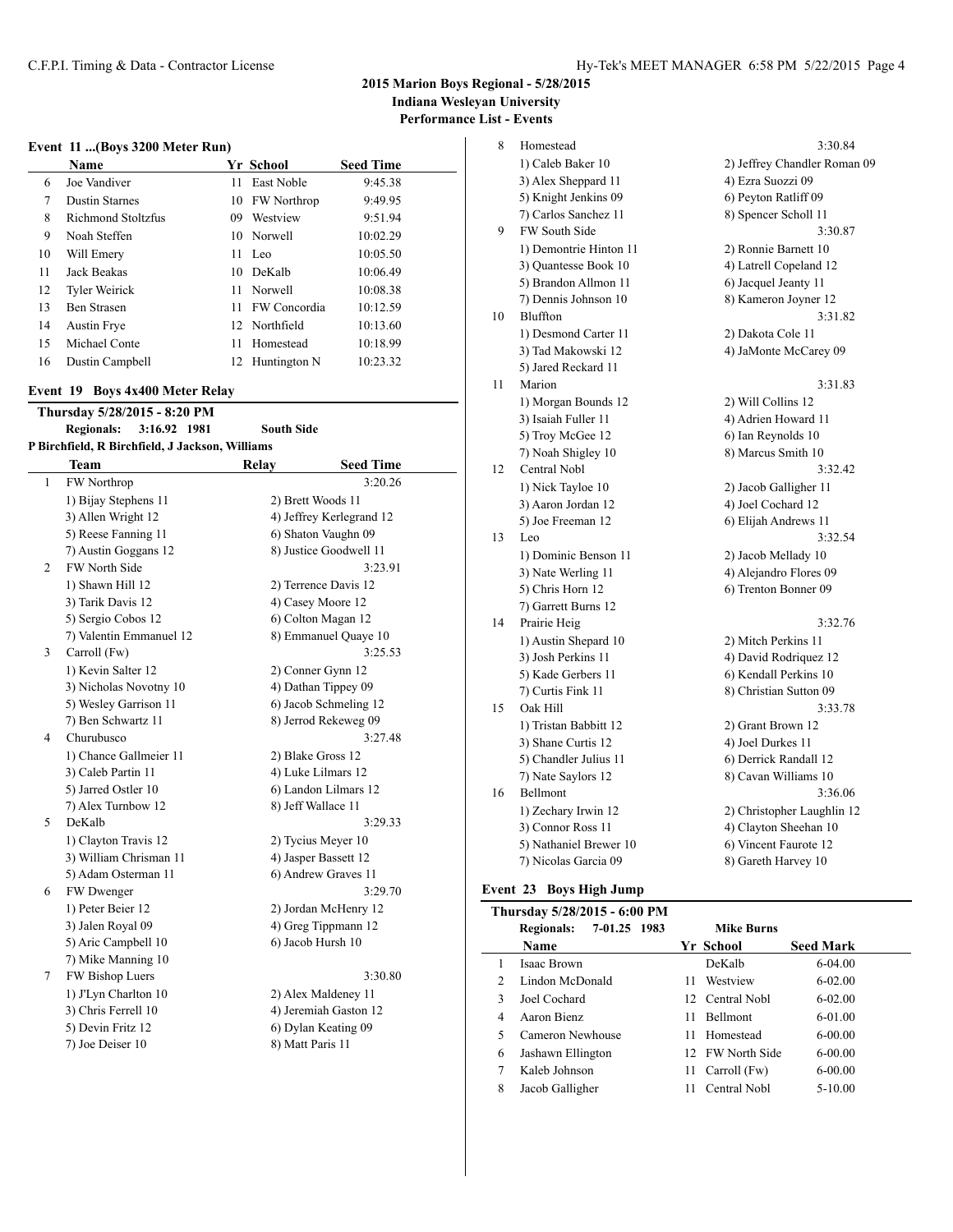# 2015 Marion Boys Regional - 5/28/2015

**Indiana Wesleyan University**

**Performance List - Events**

### Event 11 ...(Boys 3200 Meter Run)

| | Name | Yr | School | Seed Time |
|---|---|---|---|---|
| 6 | Joe Vandiver | 11 | East Noble | 9:45.38 |
| 7 | Dustin Starnes | 10 | FW Northrop | 9:49.95 |
| 8 | Richmond Stoltzfus | 09 | Westview | 9:51.94 |
| 9 | Noah Steffen | 10 | Norwell | 10:02.29 |
| 10 | Will Emery | 11 | Leo | 10:05.50 |
| 11 | Jack Beakas | 10 | DeKalb | 10:06.49 |
| 12 | Tyler Weirick | 11 | Norwell | 10:08.38 |
| 13 | Ben Strasen | 11 | FW Concordia | 10:12.59 |
| 14 | Austin Frye | 12 | Northfield | 10:13.60 |
| 15 | Michael Conte | 11 | Homestead | 10:18.99 |
| 16 | Dustin Campbell | 12 | Huntington N | 10:23.32 |

### Event 19 Boys 4x400 Meter Relay

**Thursday 5/28/2015 - 8:20 PM**

**Regionals: 3:16.92 1981 South Side**

**P Birchfield, R Birchfield, J Jackson, Williams**

| | Team | Relay | Seed Time |
|---|---|---|---|
| 1 | FW Northrop | | 3:20.26 |
| | 1) Bijay Stephens 11 | 2) Brett Woods 11 | |
| | 3) Allen Wright 12 | 4) Jeffrey Kerlegrand 12 | |
| | 5) Reese Fanning 11 | 6) Shaton Vaughn 09 | |
| | 7) Austin Goggans 12 | 8) Justice Goodwell 11 | |
| 2 | FW North Side | | 3:23.91 |
| | 1) Shawn Hill 12 | 2) Terrence Davis 12 | |
| | 3) Tarik Davis 12 | 4) Casey Moore 12 | |
| | 5) Sergio Cobos 12 | 6) Colton Magan 12 | |
| | 7) Valentin Emmanuel 12 | 8) Emmanuel Quaye 10 | |
| 3 | Carroll (Fw) | | 3:25.53 |
| | 1) Kevin Salter 12 | 2) Conner Gynn 12 | |
| | 3) Nicholas Novotny 10 | 4) Dathan Tippey 09 | |
| | 5) Wesley Garrison 11 | 6) Jacob Schmeling 12 | |
| | 7) Ben Schwartz 11 | 8) Jerrod Rekeweg 09 | |
| 4 | Churubusco | | 3:27.48 |
| | 1) Chance Gallmeier 11 | 2) Blake Gross 12 | |
| | 3) Caleb Partin 11 | 4) Luke Lilmars 12 | |
| | 5) Jarred Ostler 10 | 6) Landon Lilmars 12 | |
| | 7) Alex Turnbow 12 | 8) Jeff Wallace 11 | |
| 5 | DeKalb | | 3:29.33 |
| | 1) Clayton Travis 12 | 2) Tycius Meyer 10 | |
| | 3) William Chrisman 11 | 4) Jasper Bassett 12 | |
| | 5) Adam Osterman 11 | 6) Andrew Graves 11 | |
| 6 | FW Dwenger | | 3:29.70 |
| | 1) Peter Beier 12 | 2) Jordan McHenry 12 | |
| | 3) Jalen Royal 09 | 4) Greg Tippmann 12 | |
| | 5) Aric Campbell 10 | 6) Jacob Hursh 10 | |
| | 7) Mike Manning 10 | | |
| 7 | FW Bishop Luers | | 3:30.80 |
| | 1) J'Lyn Charlton 10 | 2) Alex Maldeney 11 | |
| | 3) Chris Ferrell 10 | 4) Jeremiah Gaston 12 | |
| | 5) Devin Fritz 12 | 6) Dylan Keating 09 | |
| | 7) Joe Deiser 10 | 8) Matt Paris 11 | |
| 8 | Homestead | | 3:30.84 |
| | 1) Caleb Baker 10 | 2) Jeffrey Chandler Roman 09 | |
| | 3) Alex Sheppard 11 | 4) Ezra Suozzi 09 | |
| | 5) Knight Jenkins 09 | 6) Peyton Ratliff 09 | |
| | 7) Carlos Sanchez 11 | 8) Spencer Scholl 11 | |
| 9 | FW South Side | | 3:30.87 |
| | 1) Demontrie Hinton 11 | 2) Ronnie Barnett 10 | |
| | 3) Quantesse Book 10 | 4) Latrell Copeland 12 | |
| | 5) Brandon Allmon 11 | 6) Jacquel Jeanty 11 | |
| | 7) Dennis Johnson 10 | 8) Kameron Joyner 12 | |
| 10 | Bluffton | | 3:31.82 |
| | 1) Desmond Carter 11 | 2) Dakota Cole 11 | |
| | 3) Tad Makowski 12 | 4) JaMonte McCarey 09 | |
| | 5) Jared Reckard 11 | | |
| 11 | Marion | | 3:31.83 |
| | 1) Morgan Bounds 12 | 2) Will Collins 12 | |
| | 3) Isaiah Fuller 11 | 4) Adrien Howard 11 | |
| | 5) Troy McGee 12 | 6) Ian Reynolds 10 | |
| | 7) Noah Shigley 10 | 8) Marcus Smith 10 | |
| 12 | Central Nobl | | 3:32.42 |
| | 1) Nick Tayloe 10 | 2) Jacob Galligher 11 | |
| | 3) Aaron Jordan 12 | 4) Joel Cochard 12 | |
| | 5) Joe Freeman 12 | 6) Elijah Andrews 11 | |
| 13 | Leo | | 3:32.54 |
| | 1) Dominic Benson 11 | 2) Jacob Mellady 10 | |
| | 3) Nate Werling 11 | 4) Alejandro Flores 09 | |
| | 5) Chris Horn 12 | 6) Trenton Bonner 09 | |
| | 7) Garrett Burns 12 | | |
| 14 | Prairie Heig | | 3:32.76 |
| | 1) Austin Shepard 10 | 2) Mitch Perkins 11 | |
| | 3) Josh Perkins 11 | 4) David Rodriquez 12 | |
| | 5) Kade Gerbers 11 | 6) Kendall Perkins 10 | |
| | 7) Curtis Fink 11 | 8) Christian Sutton 09 | |
| 15 | Oak Hill | | 3:33.78 |
| | 1) Tristan Babbitt 12 | 2) Grant Brown 12 | |
| | 3) Shane Curtis 12 | 4) Joel Durkes 11 | |
| | 5) Chandler Julius 11 | 6) Derrick Randall 12 | |
| | 7) Nate Saylors 12 | 8) Cavan Williams 10 | |
| 16 | Bellmont | | 3:36.06 |
| | 1) Zechary Irwin 12 | 2) Christopher Laughlin 12 | |
| | 3) Connor Ross 11 | 4) Clayton Sheehan 10 | |
| | 5) Nathaniel Brewer 10 | 6) Vincent Faurote 12 | |
| | 7) Nicolas Garcia 09 | 8) Gareth Harvey 10 | |

### Event 23 Boys High Jump

**Thursday 5/28/2015 - 6:00 PM**

**Regionals: 7-01.25 1983 Mike Burns**

| | Name | Yr | School | Seed Mark |
|---|---|---|---|---|
| 1 | Isaac Brown | | DeKalb | 6-04.00 |
| 2 | Lindon McDonald | 11 | Westview | 6-02.00 |
| 3 | Joel Cochard | 12 | Central Nobl | 6-02.00 |
| 4 | Aaron Bienz | 11 | Bellmont | 6-01.00 |
| 5 | Cameron Newhouse | 11 | Homestead | 6-00.00 |
| 6 | Jashawn Ellington | 12 | FW North Side | 6-00.00 |
| 7 | Kaleb Johnson | 11 | Carroll (Fw) | 6-00.00 |
| 8 | Jacob Galligher | 11 | Central Nobl | 5-10.00 |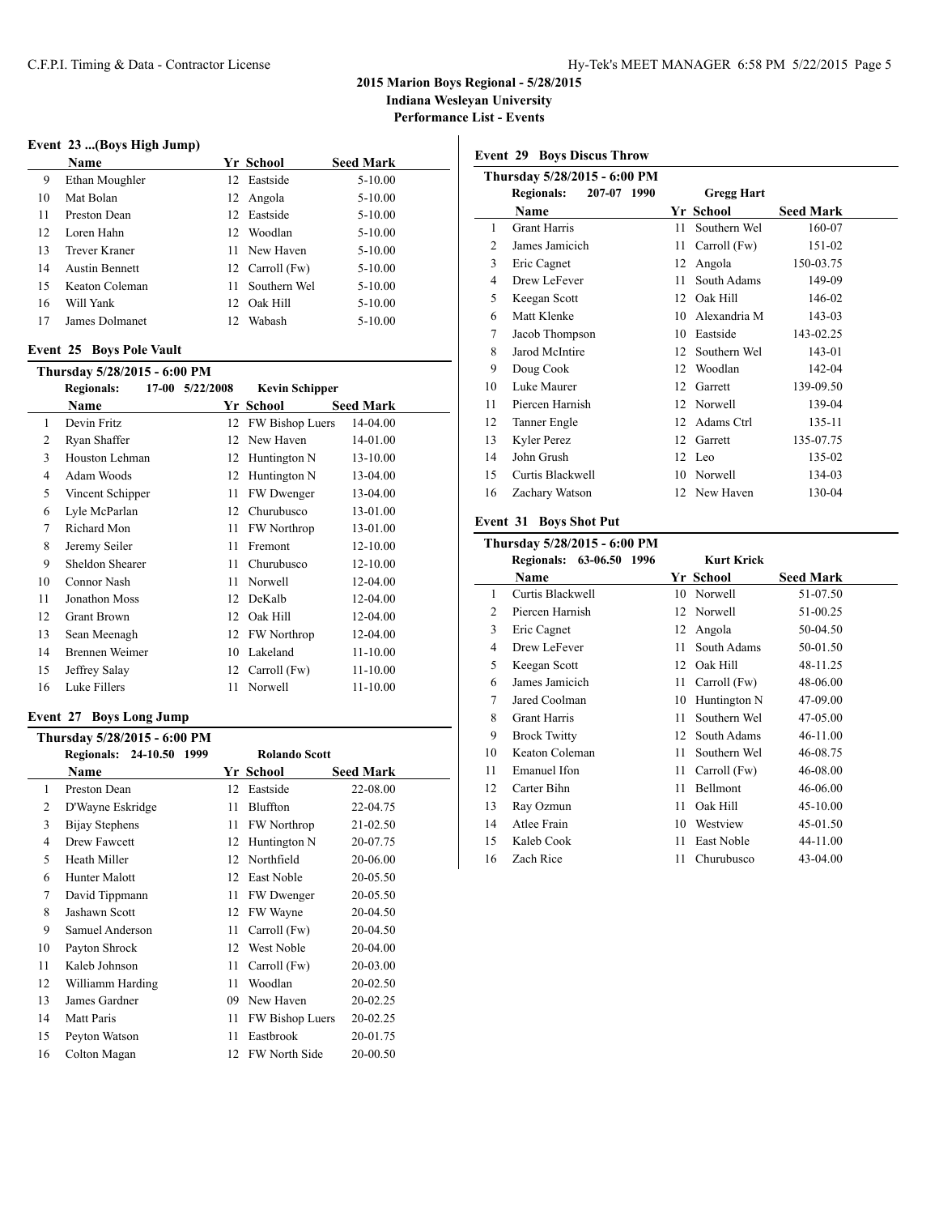## 2015 Marion Boys Regional - 5/28/2015

**Indiana Wesleyan University**

**Performance List - Events**

### Event 23 ...(Boys High Jump)

| | Name | Yr | School | Seed Mark |
|---|---|---|---|---|
| 9 | Ethan Moughler | 12 | Eastside | 5-10.00 |
| 10 | Mat Bolan | 12 | Angola | 5-10.00 |
| 11 | Preston Dean | 12 | Eastside | 5-10.00 |
| 12 | Loren Hahn | 12 | Woodlan | 5-10.00 |
| 13 | Trever Kraner | 11 | New Haven | 5-10.00 |
| 14 | Austin Bennett | 12 | Carroll (Fw) | 5-10.00 |
| 15 | Keaton Coleman | 11 | Southern Wel | 5-10.00 |
| 16 | Will Yank | 12 | Oak Hill | 5-10.00 |
| 17 | James Dolmanet | 12 | Wabash | 5-10.00 |

### Event 25 Boys Pole Vault

**Thursday 5/28/2015 - 6:00 PM**

**Regionals:** 17-00 5/22/2008 **Kevin Schipper**

| | Name | Yr | School | Seed Mark |
|---|---|---|---|---|
| 1 | Devin Fritz | 12 | FW Bishop Luers | 14-04.00 |
| 2 | Ryan Shaffer | 12 | New Haven | 14-01.00 |
| 3 | Houston Lehman | 12 | Huntington N | 13-10.00 |
| 4 | Adam Woods | 12 | Huntington N | 13-04.00 |
| 5 | Vincent Schipper | 11 | FW Dwenger | 13-04.00 |
| 6 | Lyle McParlan | 12 | Churubusco | 13-01.00 |
| 7 | Richard Mon | 11 | FW Northrop | 13-01.00 |
| 8 | Jeremy Seiler | 11 | Fremont | 12-10.00 |
| 9 | Sheldon Shearer | 11 | Churubusco | 12-10.00 |
| 10 | Connor Nash | 11 | Norwell | 12-04.00 |
| 11 | Jonathon Moss | 12 | DeKalb | 12-04.00 |
| 12 | Grant Brown | 12 | Oak Hill | 12-04.00 |
| 13 | Sean Meenagh | 12 | FW Northrop | 12-04.00 |
| 14 | Brennen Weimer | 10 | Lakeland | 11-10.00 |
| 15 | Jeffrey Salay | 12 | Carroll (Fw) | 11-10.00 |
| 16 | Luke Fillers | 11 | Norwell | 11-10.00 |

### Event 27 Boys Long Jump

**Thursday 5/28/2015 - 6:00 PM**

**Regionals:** 24-10.50 1999 **Rolando Scott**

| | Name | Yr | School | Seed Mark |
|---|---|---|---|---|
| 1 | Preston Dean | 12 | Eastside | 22-08.00 |
| 2 | D'Wayne Eskridge | 11 | Bluffton | 22-04.75 |
| 3 | Bijay Stephens | 11 | FW Northrop | 21-02.50 |
| 4 | Drew Fawcett | 12 | Huntington N | 20-07.75 |
| 5 | Heath Miller | 12 | Northfield | 20-06.00 |
| 6 | Hunter Malott | 12 | East Noble | 20-05.50 |
| 7 | David Tippmann | 11 | FW Dwenger | 20-05.50 |
| 8 | Jashawn Scott | 12 | FW Wayne | 20-04.50 |
| 9 | Samuel Anderson | 11 | Carroll (Fw) | 20-04.50 |
| 10 | Payton Shrock | 12 | West Noble | 20-04.00 |
| 11 | Kaleb Johnson | 11 | Carroll (Fw) | 20-03.00 |
| 12 | Williamm Harding | 11 | Woodlan | 20-02.50 |
| 13 | James Gardner | 09 | New Haven | 20-02.25 |
| 14 | Matt Paris | 11 | FW Bishop Luers | 20-02.25 |
| 15 | Peyton Watson | 11 | Eastbrook | 20-01.75 |
| 16 | Colton Magan | 12 | FW North Side | 20-00.50 |

### Event 29 Boys Discus Throw

**Thursday 5/28/2015 - 6:00 PM**

**Regionals:** 207-07 1990 **Gregg Hart**

| | Name | Yr | School | Seed Mark |
|---|---|---|---|---|
| 1 | Grant Harris | 11 | Southern Wel | 160-07 |
| 2 | James Jamicich | 11 | Carroll (Fw) | 151-02 |
| 3 | Eric Cagnet | 12 | Angola | 150-03.75 |
| 4 | Drew LeFever | 11 | South Adams | 149-09 |
| 5 | Keegan Scott | 12 | Oak Hill | 146-02 |
| 6 | Matt Klenke | 10 | Alexandria M | 143-03 |
| 7 | Jacob Thompson | 10 | Eastside | 143-02.25 |
| 8 | Jarod McIntire | 12 | Southern Wel | 143-01 |
| 9 | Doug Cook | 12 | Woodlan | 142-04 |
| 10 | Luke Maurer | 12 | Garrett | 139-09.50 |
| 11 | Piercen Harnish | 12 | Norwell | 139-04 |
| 12 | Tanner Engle | 12 | Adams Ctrl | 135-11 |
| 13 | Kyler Perez | 12 | Garrett | 135-07.75 |
| 14 | John Grush | 12 | Leo | 135-02 |
| 15 | Curtis Blackwell | 10 | Norwell | 134-03 |
| 16 | Zachary Watson | 12 | New Haven | 130-04 |

### Event 31 Boys Shot Put

**Thursday 5/28/2015 - 6:00 PM**

**Regionals:** 63-06.50 1996 **Kurt Krick**

| | Name | Yr | School | Seed Mark |
|---|---|---|---|---|
| 1 | Curtis Blackwell | 10 | Norwell | 51-07.50 |
| 2 | Piercen Harnish | 12 | Norwell | 51-00.25 |
| 3 | Eric Cagnet | 12 | Angola | 50-04.50 |
| 4 | Drew LeFever | 11 | South Adams | 50-01.50 |
| 5 | Keegan Scott | 12 | Oak Hill | 48-11.25 |
| 6 | James Jamicich | 11 | Carroll (Fw) | 48-06.00 |
| 7 | Jared Coolman | 10 | Huntington N | 47-09.00 |
| 8 | Grant Harris | 11 | Southern Wel | 47-05.00 |
| 9 | Brock Twitty | 12 | South Adams | 46-11.00 |
| 10 | Keaton Coleman | 11 | Southern Wel | 46-08.75 |
| 11 | Emanuel Ifon | 11 | Carroll (Fw) | 46-08.00 |
| 12 | Carter Bihn | 11 | Bellmont | 46-06.00 |
| 13 | Ray Ozmun | 11 | Oak Hill | 45-10.00 |
| 14 | Atlee Frain | 10 | Westview | 45-01.50 |
| 15 | Kaleb Cook | 11 | East Noble | 44-11.00 |
| 16 | Zach Rice | 11 | Churubusco | 43-04.00 |